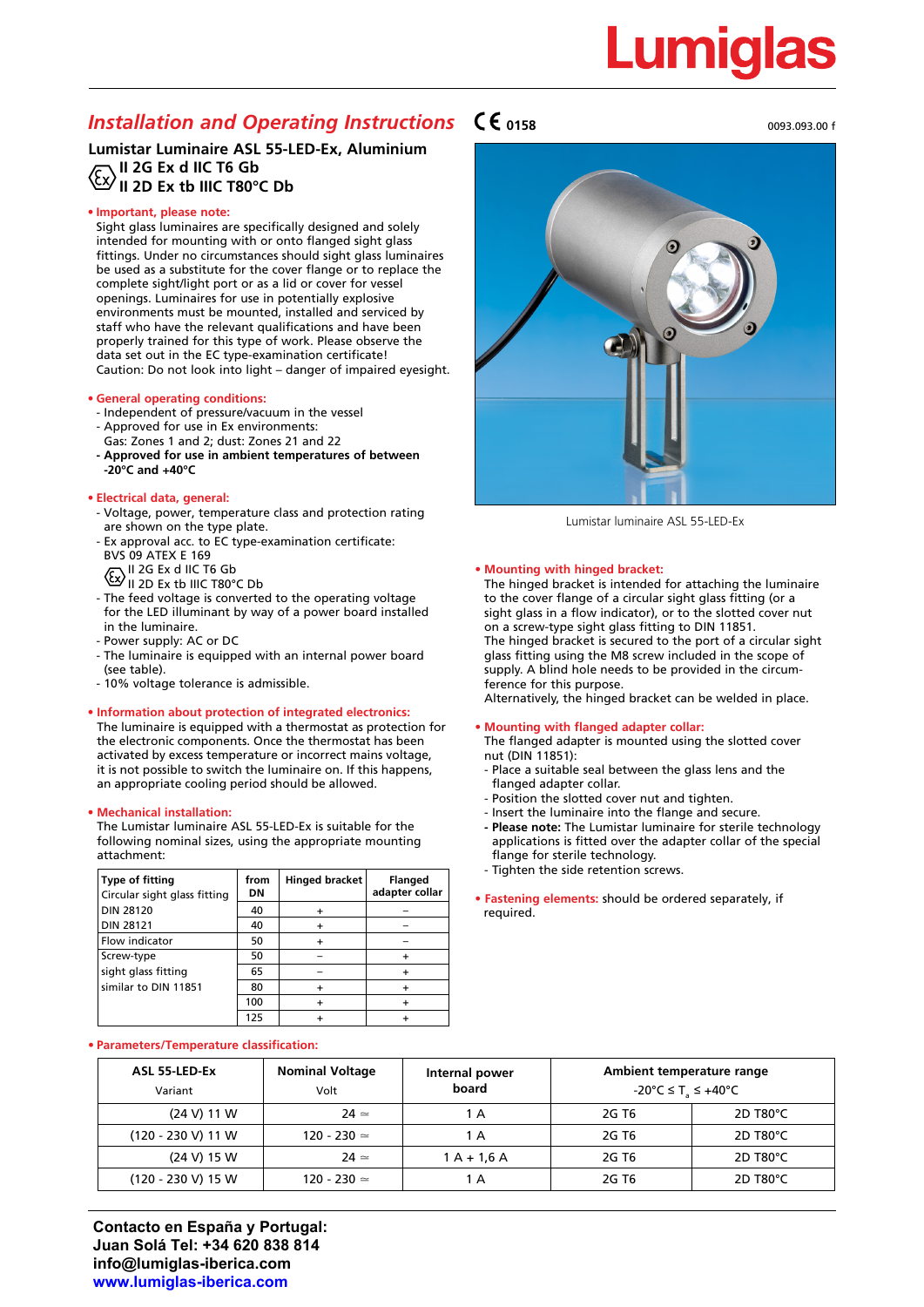# Lumiglas

## *Installation and Operating Instructions*

CE 0158

0093.093.00 f

### Lumistar Luminaire ASL 55-LED-Ex, Aluminium

**II 2G Ex d IIC T6 Gb**
**II 2D Ex tb IIIC T80°C Db**

**• Important, please note:**

Sight glass luminaires are specifically designed and solely intended for mounting with or onto flanged sight glass fittings. Under no circumstances should sight glass luminaires be used as a substitute for the cover flange or to replace the complete sight/light port or as a lid or cover for vessel openings. Luminaires for use in potentially explosive environments must be mounted, installed and serviced by staff who have the relevant qualifications and have been properly trained for this type of work. Please observe the data set out in the EC type-examination certificate!
Caution: Do not look into light – danger of impaired eyesight.

**• General operating conditions:**

- Independent of pressure/vacuum in the vessel
- Approved for use in Ex environments:
  Gas: Zones 1 and 2; dust: Zones 21 and 22
- **Approved for use in ambient temperatures of between -20°C and +40°C**

**• Electrical data, general:**

- Voltage, power, temperature class and protection rating are shown on the type plate.
- Ex approval acc. to EC type-examination certificate:
  BVS 09 ATEX E 169
  II 2G Ex d IIC T6 Gb
  II 2D Ex tb IIIC T80°C Db
- The feed voltage is converted to the operating voltage for the LED illuminant by way of a power board installed in the luminaire.
- Power supply: AC or DC
- The luminaire is equipped with an internal power board (see table).
- 10% voltage tolerance is admissible.

**• Information about protection of integrated electronics:**

The luminaire is equipped with a thermostat as protection for the electronic components. Once the thermostat has been activated by excess temperature or incorrect mains voltage, it is not possible to switch the luminaire on. If this happens, an appropriate cooling period should be allowed.

**• Mechanical installation:**

The Lumistar luminaire ASL 55-LED-Ex is suitable for the following nominal sizes, using the appropriate mounting attachment:

| Type of fitting<br>Circular sight glass fitting | from DN | Hinged bracket | Flanged adapter collar |
|---|---|---|---|
| DIN 28120 | 40 | + | – |
| DIN 28121 | 40 | + | – |
| Flow indicator | 50 | + | – |
| Screw-type | 50 | – | + |
| sight glass fitting | 65 | – | + |
| similar to DIN 11851 | 80 | + | + |
| | 100 | + | + |
| | 125 | + | + |

Lumistar luminaire ASL 55-LED-Ex

**• Mounting with hinged bracket:**

The hinged bracket is intended for attaching the luminaire to the cover flange of a circular sight glass fitting (or a sight glass in a flow indicator), or to the slotted cover nut on a screw-type sight glass fitting to DIN 11851.
The hinged bracket is secured to the port of a circular sight glass fitting using the M8 screw included in the scope of supply. A blind hole needs to be provided in the circumference for this purpose.
Alternatively, the hinged bracket can be welded in place.

**• Mounting with flanged adapter collar:**

The flanged adapter is mounted using the slotted cover nut (DIN 11851):

- Place a suitable seal between the glass lens and the flanged adapter collar.
- Position the slotted cover nut and tighten.
- Insert the luminaire into the flange and secure.
- **Please note:** The Lumistar luminaire for sterile technology applications is fitted over the adapter collar of the special flange for sterile technology.
- Tighten the side retention screws.

**• Fastening elements:** should be ordered separately, if required.

**• Parameters/Temperature classification:**

| ASL 55-LED-Ex<br>Variant | Nominal Voltage<br>Volt | Internal power board | Ambient temperature range<br>$-20°C \leq T_a \leq +40°C$ | |
|---|---|---|---|---|
| (24 V) 11 W | 24 ≃ | 1 A | 2G T6 | 2D T80°C |
| (120 - 230 V) 11 W | 120 - 230 ≃ | 1 A | 2G T6 | 2D T80°C |
| (24 V) 15 W | 24 ≃ | 1 A + 1,6 A | 2G T6 | 2D T80°C |
| (120 - 230 V) 15 W | 120 - 230 ≃ | 1 A | 2G T6 | 2D T80°C |

**Contacto en España y Portugal:**
**Juan Solá Tel: +34 620 838 814**
**info@lumiglas-iberica.com**
**www.lumiglas-iberica.com**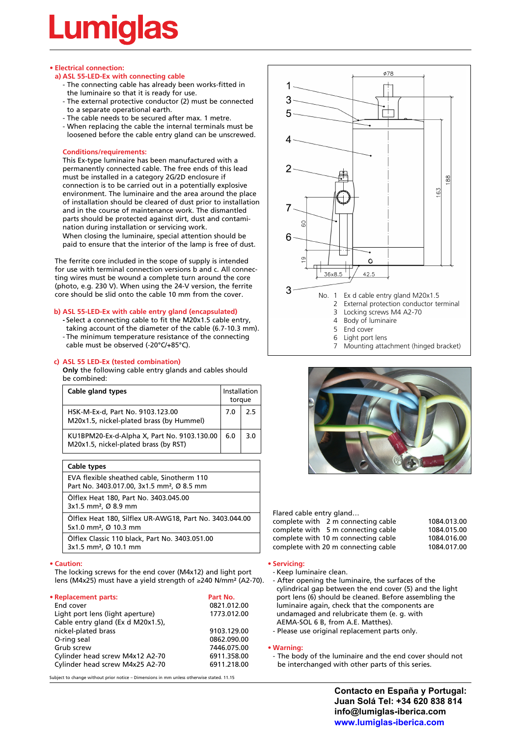# Lumiglas

**• Electrical connection:**

**a) ASL 55-LED-Ex with connecting cable**

- The connecting cable has already been works-fitted in the luminaire so that it is ready for use.
- The external protective conductor (2) must be connected to a separate operational earth.
- The cable needs to be secured after max. 1 metre.
- When replacing the cable the internal terminals must be loosened before the cable entry gland can be unscrewed.

**Conditions/requirements:**

This Ex-type luminaire has been manufactured with a permanently connected cable. The free ends of this lead must be installed in a category 2G/2D enclosure if connection is to be carried out in a potentially explosive environment. The luminaire and the area around the place of installation should be cleared of dust prior to installation and in the course of maintenance work. The dismantled parts should be protected against dirt, dust and contamination during installation or servicing work.
When closing the luminaire, special attention should be paid to ensure that the interior of the lamp is free of dust.

The ferrite core included in the scope of supply is intended for use with terminal connection versions b and c. All connecting wires must be wound a complete turn around the core (photo, e.g. 230 V). When using the 24-V version, the ferrite core should be slid onto the cable 10 mm from the cover.

**b) ASL 55-LED-Ex with cable entry gland (encapsulated)**

- Select a connecting cable to fit the M20x1.5 cable entry, taking account of the diameter of the cable (6.7-10.3 mm).
- The minimum temperature resistance of the connecting cable must be observed (-20°C/+85°C).

**c) ASL 55 LED-Ex (tested combination)**

**Only** the following cable entry glands and cables should be combined:

| Cable gland types | Installation torque | |
|---|---|---|
| HSK-M-Ex-d, Part No. 9103.123.00 M20x1.5, nickel-plated brass (by Hummel) | 7.0 | 2.5 |
| KU1BPM20-Ex-d-Alpha X, Part No. 9103.130.00 M20x1.5, nickel-plated brass (by RST) | 6.0 | 3.0 |

| Cable types |
|---|
| EVA flexible sheathed cable, Sinotherm 110 Part No. 3403.017.00, 3x1.5 mm², Ø 8.5 mm |
| Ölflex Heat 180, Part No. 3403.045.00 3x1.5 mm², Ø 8.9 mm |
| Ölflex Heat 180, Silflex UR-AWG18, Part No. 3403.044.00 5x1.0 mm², Ø 10.3 mm |
| Ölflex Classic 110 black, Part No. 3403.051.00 3x1.5 mm², Ø 10.1 mm |

1
3
5
4
2
7
6
3
ø78
188
163
60
19
36x8.5
42.5

| No. | | |
|---|---|---|
| | 1 | Ex d cable entry gland M20x1.5 |
| | 2 | External protection conductor terminal |
| | 3 | Locking screws M4 A2-70 |
| | 4 | Body of luminaire |
| | 5 | End cover |
| | 6 | Light port lens |
| | 7 | Mounting attachment (hinged bracket) |

| Flared cable entry gland… | |
|---|---|
| complete with 2 m connecting cable | 1084.013.00 |
| complete with 5 m connecting cable | 1084.015.00 |
| complete with 10 m connecting cable | 1084.016.00 |
| complete with 20 m connecting cable | 1084.017.00 |

**• Caution:**

The locking screws for the end cover (M4x12) and light port lens (M4x25) must have a yield strength of ≥240 N/mm² (A2-70).

| • Replacement parts: | Part No. |
|---|---|
| End cover | 0821.012.00 |
| Light port lens (light aperture) | 1773.012.00 |
| Cable entry gland (Ex d M20x1.5), nickel-plated brass | 9103.129.00 |
| O-ring seal | 0862.090.00 |
| Grub screw | 7446.075.00 |
| Cylinder head screw M4x12 A2-70 | 6911.358.00 |
| Cylinder head screw M4x25 A2-70 | 6911.218.00 |

**• Servicing:**

- Keep luminaire clean.
- After opening the luminaire, the surfaces of the cylindrical gap between the end cover (5) and the light port lens (6) should be cleaned. Before assembling the luminaire again, check that the components are undamaged and relubricate them (e. g. with AEMA-SOL 6 B, from A.E. Matthes).
- Please use original replacement parts only.

**• Warning:**

- The body of the luminaire and the end cover should not be interchanged with other parts of this series.

Subject to change without prior notice – Dimensions in mm unless otherwise stated. 11.15

**Contacto en España y Portugal:**
**Juan Solá Tel: +34 620 838 814**
**info@lumiglas-iberica.com**
**www.lumiglas-iberica.com**